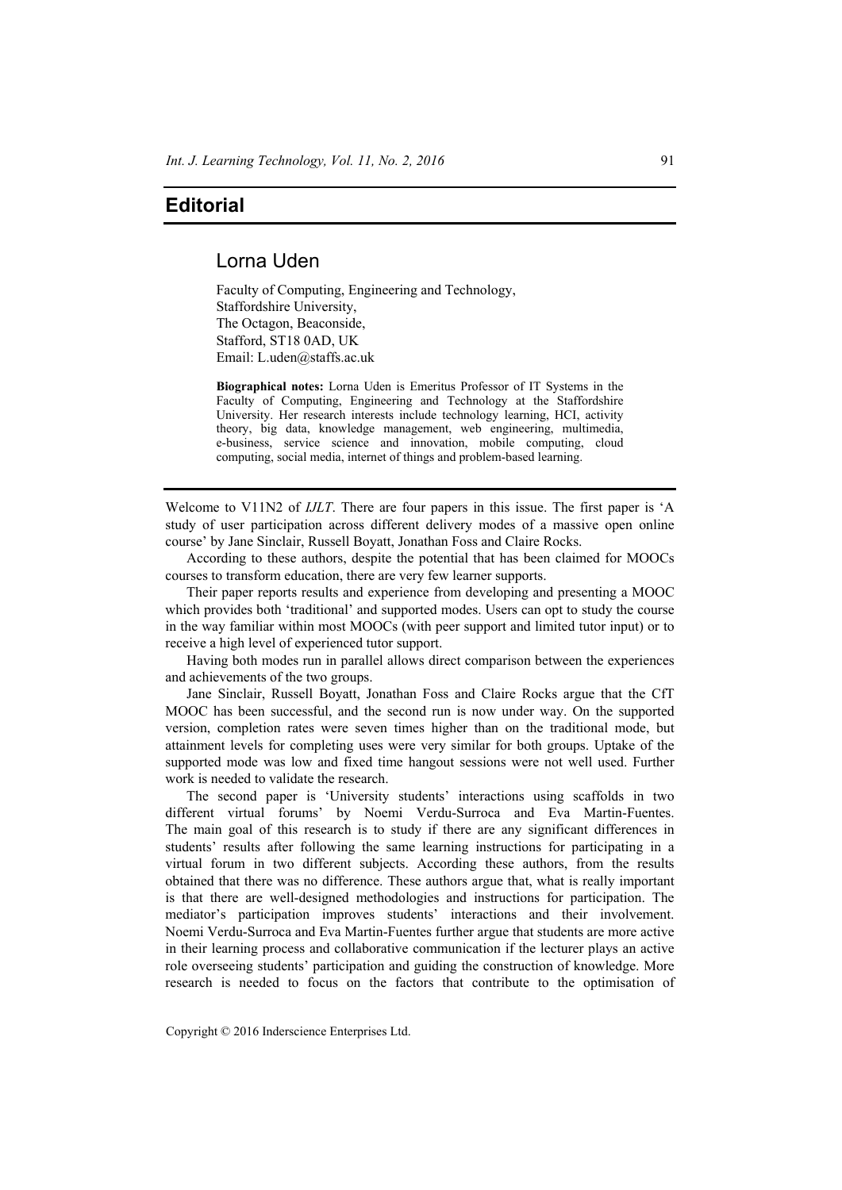# Editorial

## Lorna Uden

Faculty of Computing, Engineering and Technology,
Staffordshire University,
The Octagon, Beaconside,
Stafford, ST18 0AD, UK
Email: L.uden@staffs.ac.uk

**Biographical notes:** Lorna Uden is Emeritus Professor of IT Systems in the Faculty of Computing, Engineering and Technology at the Staffordshire University. Her research interests include technology learning, HCI, activity theory, big data, knowledge management, web engineering, multimedia, e-business, service science and innovation, mobile computing, cloud computing, social media, internet of things and problem-based learning.

---

Welcome to V11N2 of *IJLT*. There are four papers in this issue. The first paper is 'A study of user participation across different delivery modes of a massive open online course' by Jane Sinclair, Russell Boyatt, Jonathan Foss and Claire Rocks.

According to these authors, despite the potential that has been claimed for MOOCs courses to transform education, there are very few learner supports.

Their paper reports results and experience from developing and presenting a MOOC which provides both 'traditional' and supported modes. Users can opt to study the course in the way familiar within most MOOCs (with peer support and limited tutor input) or to receive a high level of experienced tutor support.

Having both modes run in parallel allows direct comparison between the experiences and achievements of the two groups.

Jane Sinclair, Russell Boyatt, Jonathan Foss and Claire Rocks argue that the CfT MOOC has been successful, and the second run is now under way. On the supported version, completion rates were seven times higher than on the traditional mode, but attainment levels for completing uses were very similar for both groups. Uptake of the supported mode was low and fixed time hangout sessions were not well used. Further work is needed to validate the research.

The second paper is 'University students' interactions using scaffolds in two different virtual forums' by Noemi Verdu-Surroca and Eva Martin-Fuentes. The main goal of this research is to study if there are any significant differences in students' results after following the same learning instructions for participating in a virtual forum in two different subjects. According these authors, from the results obtained that there was no difference. These authors argue that, what is really important is that there are well-designed methodologies and instructions for participation. The mediator's participation improves students' interactions and their involvement. Noemi Verdu-Surroca and Eva Martin-Fuentes further argue that students are more active in their learning process and collaborative communication if the lecturer plays an active role overseeing students' participation and guiding the construction of knowledge. More research is needed to focus on the factors that contribute to the optimisation of

Copyright © 2016 Inderscience Enterprises Ltd.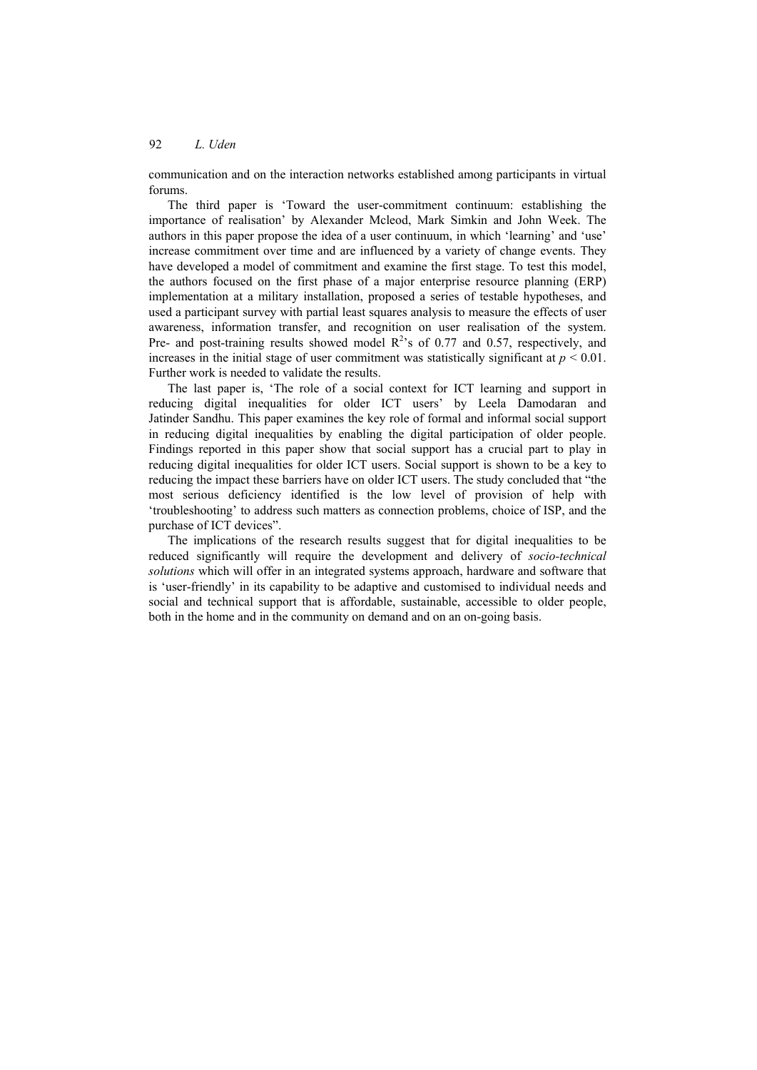communication and on the interaction networks established among participants in virtual forums.

The third paper is 'Toward the user-commitment continuum: establishing the importance of realisation' by Alexander Mcleod, Mark Simkin and John Week. The authors in this paper propose the idea of a user continuum, in which 'learning' and 'use' increase commitment over time and are influenced by a variety of change events. They have developed a model of commitment and examine the first stage. To test this model, the authors focused on the first phase of a major enterprise resource planning (ERP) implementation at a military installation, proposed a series of testable hypotheses, and used a participant survey with partial least squares analysis to measure the effects of user awareness, information transfer, and recognition on user realisation of the system. Pre- and post-training results showed model $R^2$'s of 0.77 and 0.57, respectively, and increases in the initial stage of user commitment was statistically significant at $p < 0.01$. Further work is needed to validate the results.

The last paper is, 'The role of a social context for ICT learning and support in reducing digital inequalities for older ICT users' by Leela Damodaran and Jatinder Sandhu. This paper examines the key role of formal and informal social support in reducing digital inequalities by enabling the digital participation of older people. Findings reported in this paper show that social support has a crucial part to play in reducing digital inequalities for older ICT users. Social support is shown to be a key to reducing the impact these barriers have on older ICT users. The study concluded that "the most serious deficiency identified is the low level of provision of help with 'troubleshooting' to address such matters as connection problems, choice of ISP, and the purchase of ICT devices".

The implications of the research results suggest that for digital inequalities to be reduced significantly will require the development and delivery of *socio-technical solutions* which will offer in an integrated systems approach, hardware and software that is 'user-friendly' in its capability to be adaptive and customised to individual needs and social and technical support that is affordable, sustainable, accessible to older people, both in the home and in the community on demand and on an on-going basis.